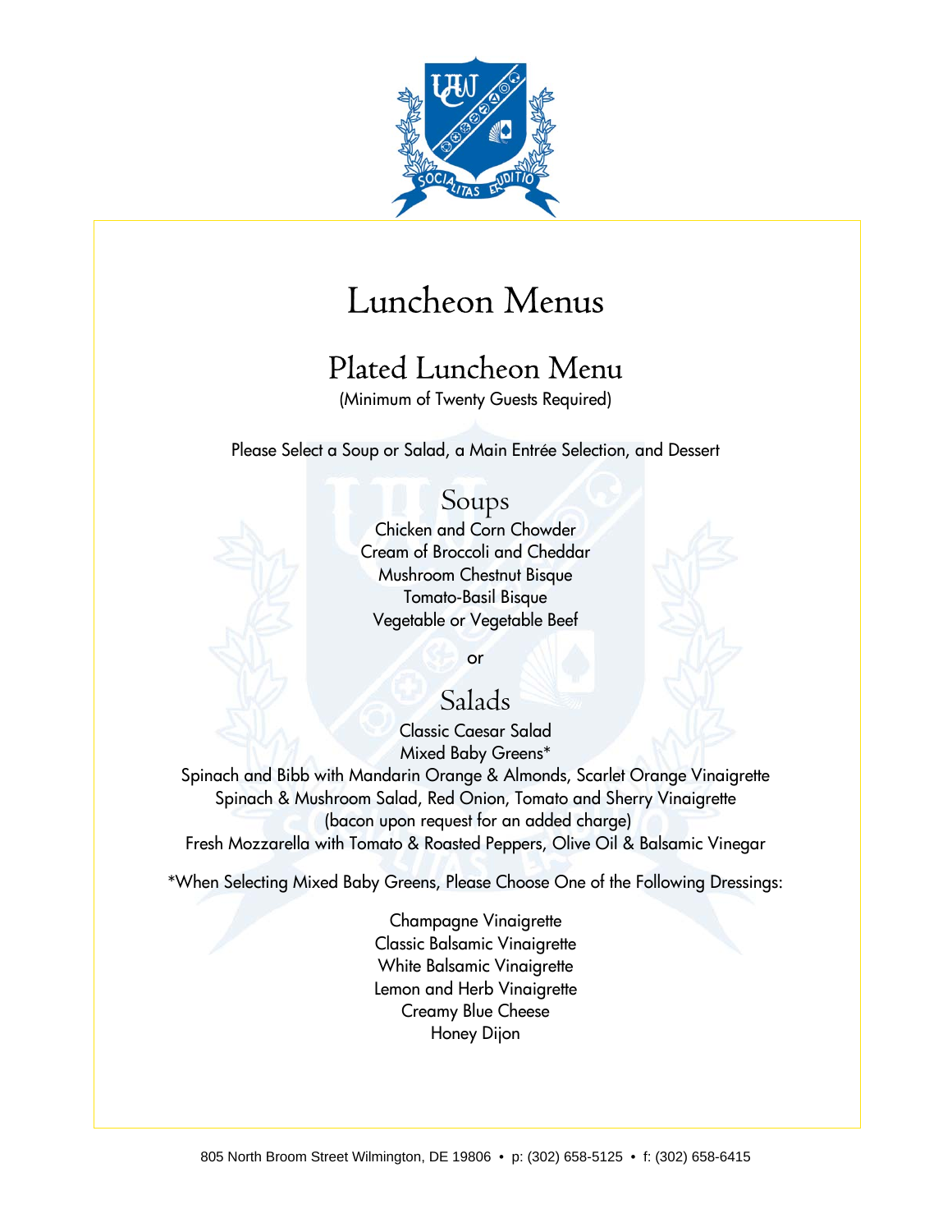# Luncheon Menus

## Plated Luncheon Menu

(Minimum of Twenty Guests Required)

Please Select a Soup or Salad, a Main Entrée Selection, and Dessert

### Soups

Chicken and Corn Chowder
Cream of Broccoli and Cheddar
Mushroom Chestnut Bisque
Tomato-Basil Bisque
Vegetable or Vegetable Beef

or

### Salads

Classic Caesar Salad
Mixed Baby Greens*
Spinach and Bibb with Mandarin Orange & Almonds, Scarlet Orange Vinaigrette
Spinach & Mushroom Salad, Red Onion, Tomato and Sherry Vinaigrette
(bacon upon request for an added charge)
Fresh Mozzarella with Tomato & Roasted Peppers, Olive Oil & Balsamic Vinegar

*When Selecting Mixed Baby Greens, Please Choose One of the Following Dressings:

Champagne Vinaigrette
Classic Balsamic Vinaigrette
White Balsamic Vinaigrette
Lemon and Herb Vinaigrette
Creamy Blue Cheese
Honey Dijon

805 North Broom Street Wilmington, DE 19806 • p: (302) 658-5125 • f: (302) 658-6415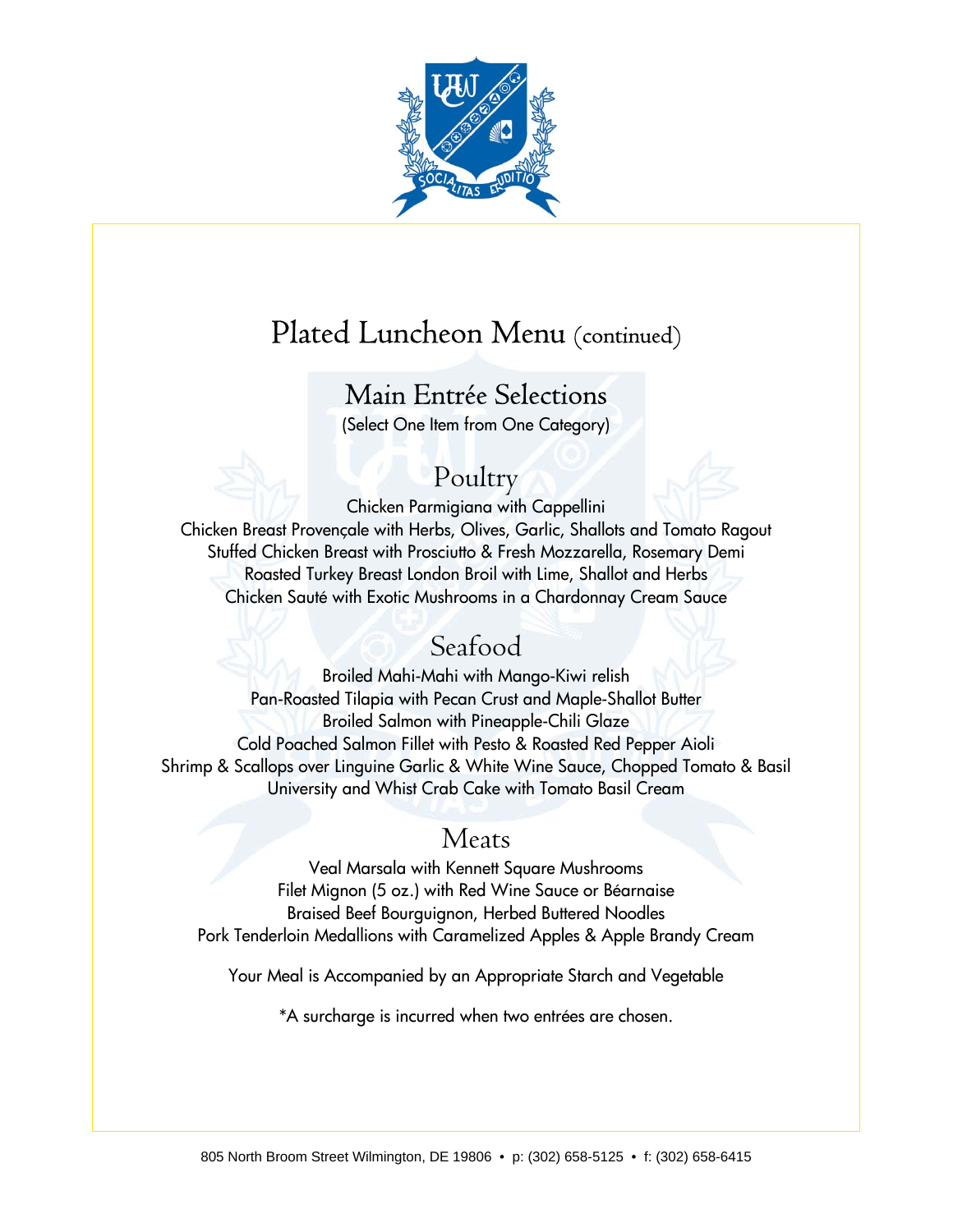# Plated Luncheon Menu (continued)

## Main Entrée Selections

(Select One Item from One Category)

### Poultry

Chicken Parmigiana with Cappellini
Chicken Breast Provençale with Herbs, Olives, Garlic, Shallots and Tomato Ragout
Stuffed Chicken Breast with Prosciutto & Fresh Mozzarella, Rosemary Demi
Roasted Turkey Breast London Broil with Lime, Shallot and Herbs
Chicken Sauté with Exotic Mushrooms in a Chardonnay Cream Sauce

### Seafood

Broiled Mahi-Mahi with Mango-Kiwi relish
Pan-Roasted Tilapia with Pecan Crust and Maple-Shallot Butter
Broiled Salmon with Pineapple-Chili Glaze
Cold Poached Salmon Fillet with Pesto & Roasted Red Pepper Aioli
Shrimp & Scallops over Linguine Garlic & White Wine Sauce, Chopped Tomato & Basil
University and Whist Crab Cake with Tomato Basil Cream

### Meats

Veal Marsala with Kennett Square Mushrooms
Filet Mignon (5 oz.) with Red Wine Sauce or Béarnaise
Braised Beef Bourguignon, Herbed Buttered Noodles
Pork Tenderloin Medallions with Caramelized Apples & Apple Brandy Cream

Your Meal is Accompanied by an Appropriate Starch and Vegetable

*A surcharge is incurred when two entrées are chosen.

805 North Broom Street Wilmington, DE 19806 • p: (302) 658-5125 • f: (302) 658-6415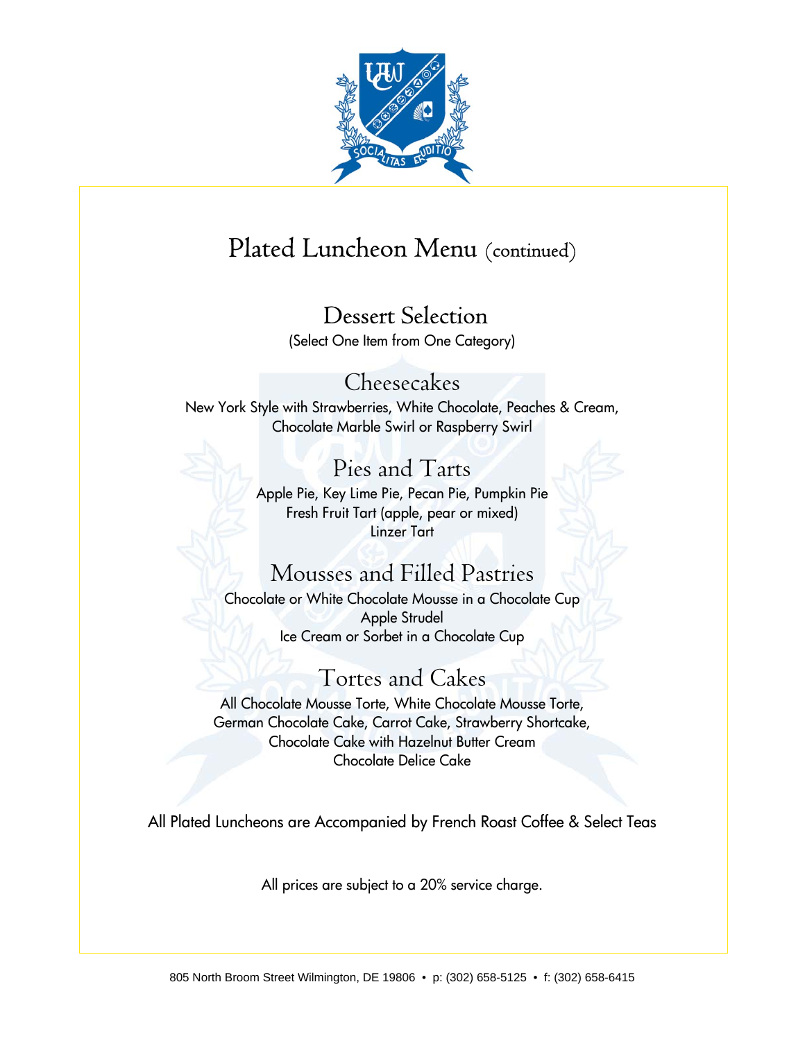# Plated Luncheon Menu (continued)

## Dessert Selection

(Select One Item from One Category)

### Cheesecakes

New York Style with Strawberries, White Chocolate, Peaches & Cream, Chocolate Marble Swirl or Raspberry Swirl

### Pies and Tarts

Apple Pie, Key Lime Pie, Pecan Pie, Pumpkin Pie
Fresh Fruit Tart (apple, pear or mixed)
Linzer Tart

### Mousses and Filled Pastries

Chocolate or White Chocolate Mousse in a Chocolate Cup
Apple Strudel
Ice Cream or Sorbet in a Chocolate Cup

### Tortes and Cakes

All Chocolate Mousse Torte, White Chocolate Mousse Torte, German Chocolate Cake, Carrot Cake, Strawberry Shortcake, Chocolate Cake with Hazelnut Butter Cream
Chocolate Delice Cake

All Plated Luncheons are Accompanied by French Roast Coffee & Select Teas

All prices are subject to a 20% service charge.

805 North Broom Street Wilmington, DE 19806 • p: (302) 658-5125 • f: (302) 658-6415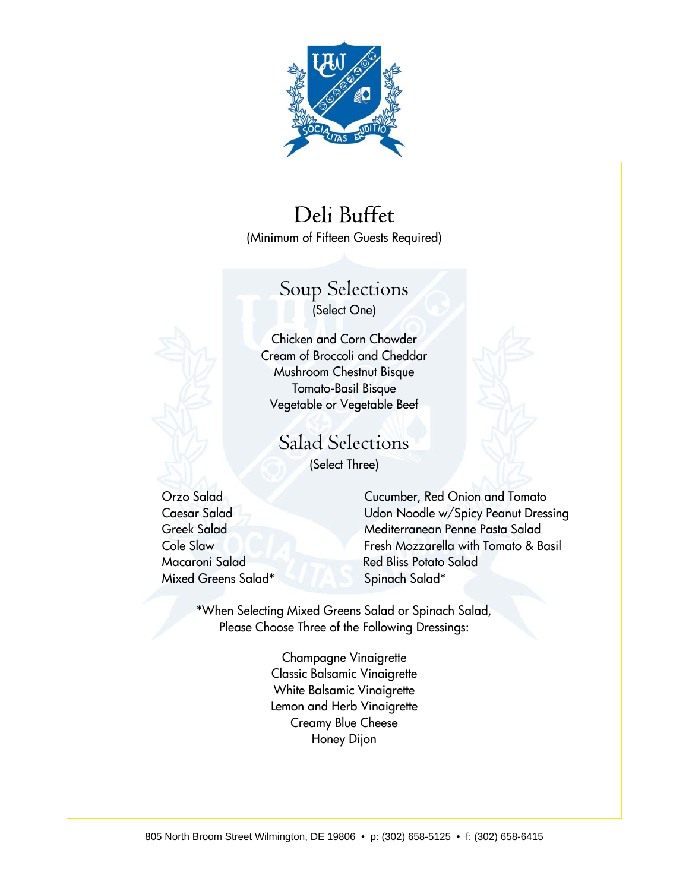# Deli Buffet

(Minimum of Fifteen Guests Required)

## Soup Selections

(Select One)

Chicken and Corn Chowder
Cream of Broccoli and Cheddar
Mushroom Chestnut Bisque
Tomato-Basil Bisque
Vegetable or Vegetable Beef

## Salad Selections

(Select Three)

Orzo Salad
Caesar Salad
Greek Salad
Cole Slaw
Macaroni Salad
Mixed Greens Salad*

Cucumber, Red Onion and Tomato
Udon Noodle w/Spicy Peanut Dressing
Mediterranean Penne Pasta Salad
Fresh Mozzarella with Tomato & Basil
Red Bliss Potato Salad
Spinach Salad*

*When Selecting Mixed Greens Salad or Spinach Salad,
Please Choose Three of the Following Dressings:

Champagne Vinaigrette
Classic Balsamic Vinaigrette
White Balsamic Vinaigrette
Lemon and Herb Vinaigrette
Creamy Blue Cheese
Honey Dijon

805 North Broom Street Wilmington, DE 19806 • p: (302) 658-5125 • f: (302) 658-6415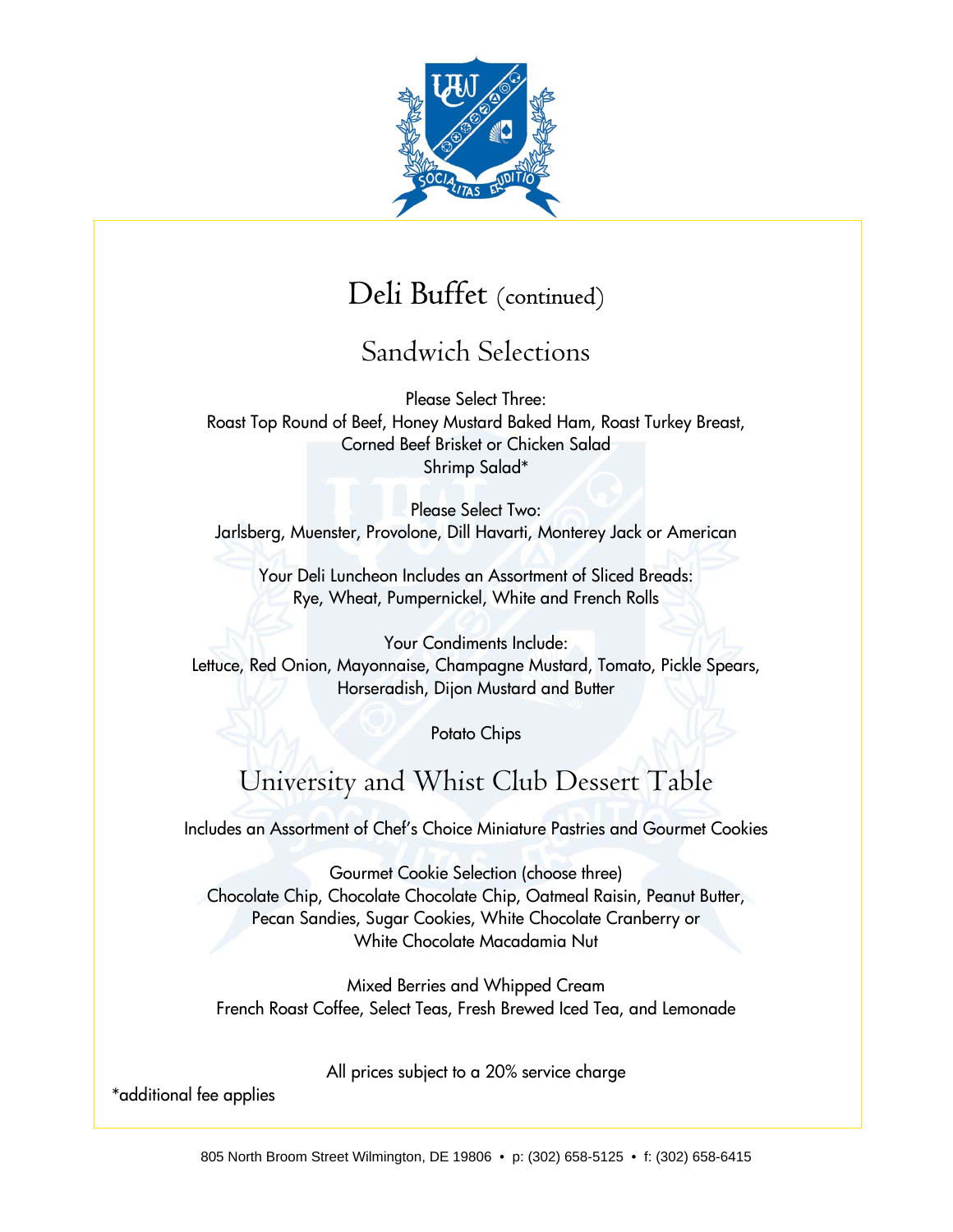# Deli Buffet (continued)

## Sandwich Selections

Please Select Three:
Roast Top Round of Beef, Honey Mustard Baked Ham, Roast Turkey Breast,
Corned Beef Brisket or Chicken Salad
Shrimp Salad*

Please Select Two:
Jarlsberg, Muenster, Provolone, Dill Havarti, Monterey Jack or American

Your Deli Luncheon Includes an Assortment of Sliced Breads:
Rye, Wheat, Pumpernickel, White and French Rolls

Your Condiments Include:
Lettuce, Red Onion, Mayonnaise, Champagne Mustard, Tomato, Pickle Spears,
Horseradish, Dijon Mustard and Butter

Potato Chips

## University and Whist Club Dessert Table

Includes an Assortment of Chef's Choice Miniature Pastries and Gourmet Cookies

Gourmet Cookie Selection (choose three)
Chocolate Chip, Chocolate Chocolate Chip, Oatmeal Raisin, Peanut Butter,
Pecan Sandies, Sugar Cookies, White Chocolate Cranberry or
White Chocolate Macadamia Nut

Mixed Berries and Whipped Cream
French Roast Coffee, Select Teas, Fresh Brewed Iced Tea, and Lemonade

All prices subject to a 20% service charge

*additional fee applies

805 North Broom Street Wilmington, DE 19806 • p: (302) 658-5125 • f: (302) 658-6415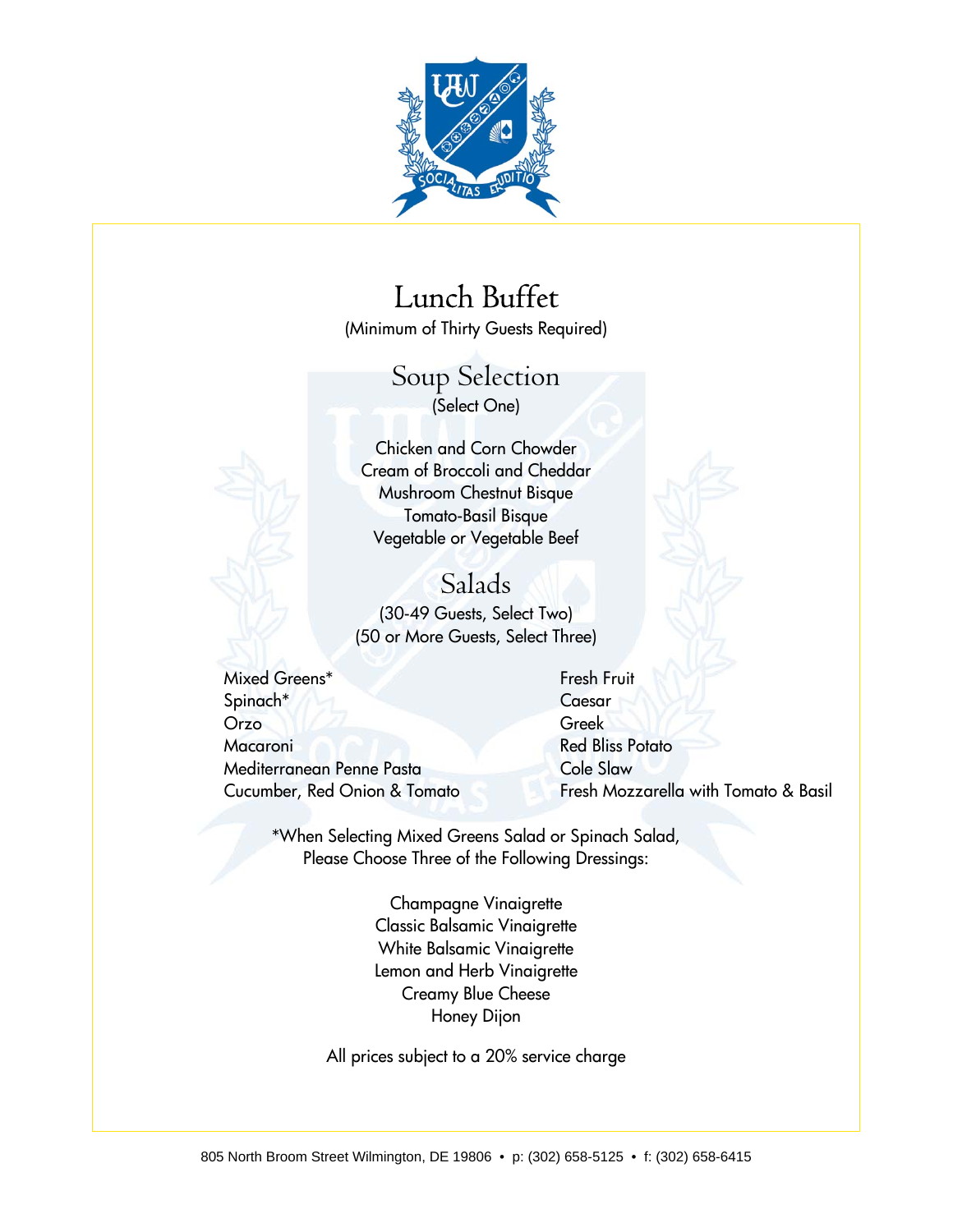# Lunch Buffet

(Minimum of Thirty Guests Required)

## Soup Selection

(Select One)

Chicken and Corn Chowder
Cream of Broccoli and Cheddar
Mushroom Chestnut Bisque
Tomato-Basil Bisque
Vegetable or Vegetable Beef

## Salads

(30-49 Guests, Select Two)
(50 or More Guests, Select Three)

Mixed Greens*
Spinach*
Orzo
Macaroni
Mediterranean Penne Pasta
Cucumber, Red Onion & Tomato
Fresh Fruit
Caesar
Greek
Red Bliss Potato
Cole Slaw
Fresh Mozzarella with Tomato & Basil

*When Selecting Mixed Greens Salad or Spinach Salad, Please Choose Three of the Following Dressings:

Champagne Vinaigrette
Classic Balsamic Vinaigrette
White Balsamic Vinaigrette
Lemon and Herb Vinaigrette
Creamy Blue Cheese
Honey Dijon

All prices subject to a 20% service charge

805 North Broom Street Wilmington, DE 19806 • p: (302) 658-5125 • f: (302) 658-6415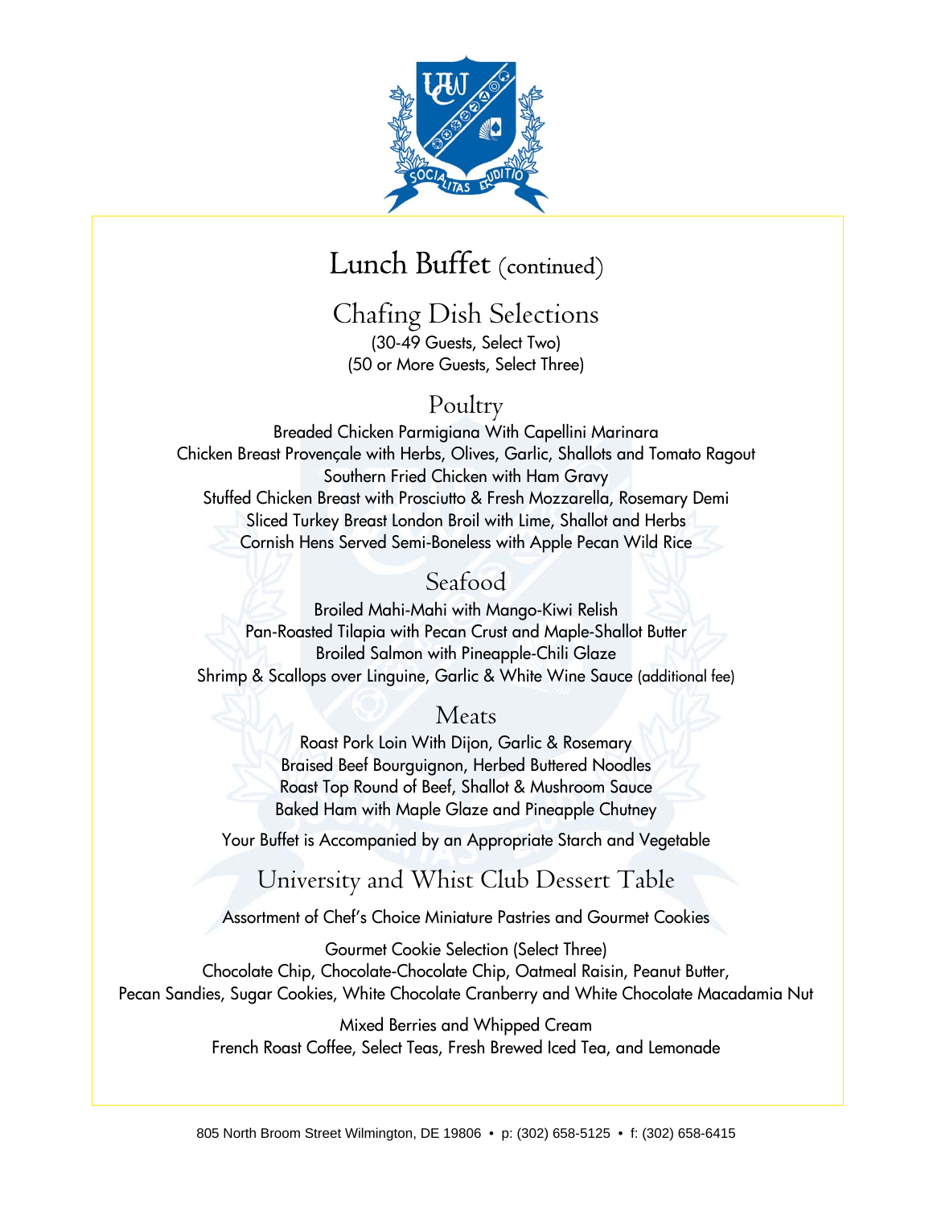# Lunch Buffet (continued)

## Chafing Dish Selections

(30-49 Guests, Select Two)
(50 or More Guests, Select Three)

### Poultry

Breaded Chicken Parmigiana With Capellini Marinara
Chicken Breast Provençale with Herbs, Olives, Garlic, Shallots and Tomato Ragout
Southern Fried Chicken with Ham Gravy
Stuffed Chicken Breast with Prosciutto & Fresh Mozzarella, Rosemary Demi
Sliced Turkey Breast London Broil with Lime, Shallot and Herbs
Cornish Hens Served Semi-Boneless with Apple Pecan Wild Rice

### Seafood

Broiled Mahi-Mahi with Mango-Kiwi Relish
Pan-Roasted Tilapia with Pecan Crust and Maple-Shallot Butter
Broiled Salmon with Pineapple-Chili Glaze
Shrimp & Scallops over Linguine, Garlic & White Wine Sauce (additional fee)

### Meats

Roast Pork Loin With Dijon, Garlic & Rosemary
Braised Beef Bourguignon, Herbed Buttered Noodles
Roast Top Round of Beef, Shallot & Mushroom Sauce
Baked Ham with Maple Glaze and Pineapple Chutney

Your Buffet is Accompanied by an Appropriate Starch and Vegetable

## University and Whist Club Dessert Table

Assortment of Chef's Choice Miniature Pastries and Gourmet Cookies

Gourmet Cookie Selection (Select Three)
Chocolate Chip, Chocolate-Chocolate Chip, Oatmeal Raisin, Peanut Butter,
Pecan Sandies, Sugar Cookies, White Chocolate Cranberry and White Chocolate Macadamia Nut

Mixed Berries and Whipped Cream
French Roast Coffee, Select Teas, Fresh Brewed Iced Tea, and Lemonade

805 North Broom Street Wilmington, DE 19806 • p: (302) 658-5125 • f: (302) 658-6415